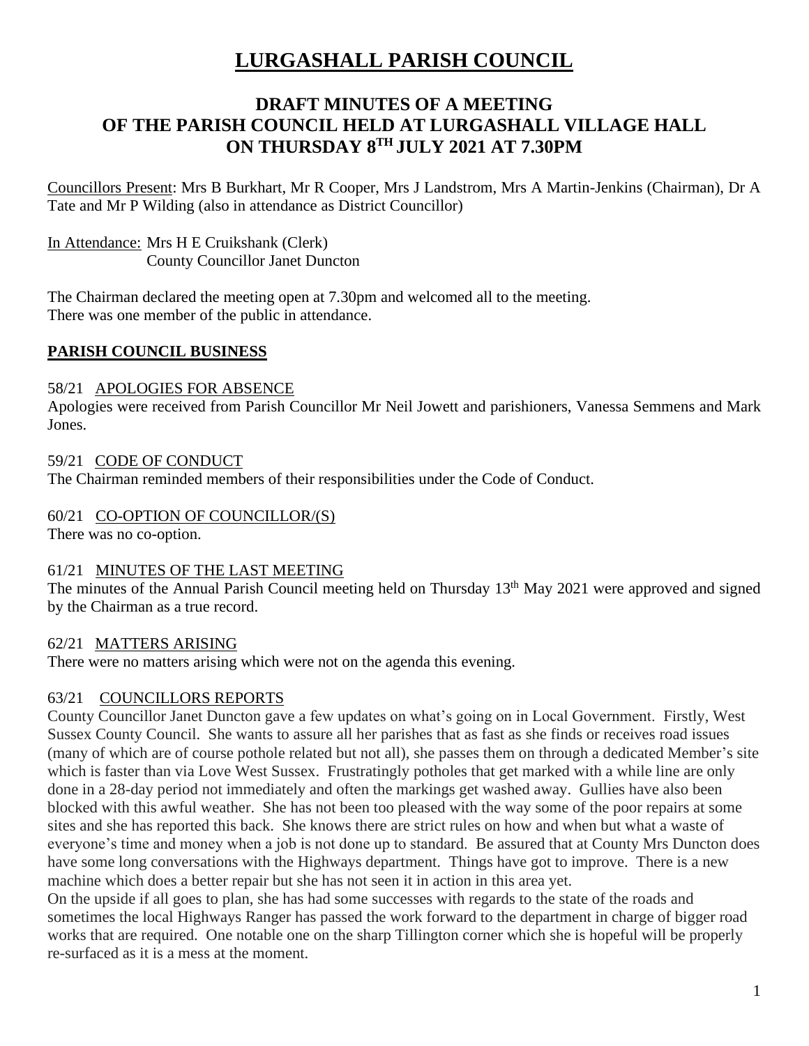# LURGASHALL PARISH COUNCIL

## DRAFT MINUTES OF A MEETING OF THE PARISH COUNCIL HELD AT LURGASHALL VILLAGE HALL ON THURSDAY 8TH JULY 2021 AT 7.30PM

Councillors Present: Mrs B Burkhart, Mr R Cooper, Mrs J Landstrom, Mrs A Martin-Jenkins (Chairman), Dr A Tate and Mr P Wilding (also in attendance as District Councillor)

In Attendance: Mrs H E Cruikshank (Clerk)
County Councillor Janet Duncton

The Chairman declared the meeting open at 7.30pm and welcomed all to the meeting.
There was one member of the public in attendance.

### PARISH COUNCIL BUSINESS

58/21 APOLOGIES FOR ABSENCE

Apologies were received from Parish Councillor Mr Neil Jowett and parishioners, Vanessa Semmens and Mark Jones.

59/21 CODE OF CONDUCT

The Chairman reminded members of their responsibilities under the Code of Conduct.

60/21 CO-OPTION OF COUNCILLOR/(S)

There was no co-option.

61/21 MINUTES OF THE LAST MEETING

The minutes of the Annual Parish Council meeting held on Thursday 13th May 2021 were approved and signed by the Chairman as a true record.

62/21 MATTERS ARISING

There were no matters arising which were not on the agenda this evening.

63/21 COUNCILLORS REPORTS

County Councillor Janet Duncton gave a few updates on what's going on in Local Government. Firstly, West Sussex County Council. She wants to assure all her parishes that as fast as she finds or receives road issues (many of which are of course pothole related but not all), she passes them on through a dedicated Member's site which is faster than via Love West Sussex. Frustratingly potholes that get marked with a while line are only done in a 28-day period not immediately and often the markings get washed away. Gullies have also been blocked with this awful weather. She has not been too pleased with the way some of the poor repairs at some sites and she has reported this back. She knows there are strict rules on how and when but what a waste of everyone's time and money when a job is not done up to standard. Be assured that at County Mrs Duncton does have some long conversations with the Highways department. Things have got to improve. There is a new machine which does a better repair but she has not seen it in action in this area yet.

On the upside if all goes to plan, she has had some successes with regards to the state of the roads and sometimes the local Highways Ranger has passed the work forward to the department in charge of bigger road works that are required. One notable one on the sharp Tillington corner which she is hopeful will be properly re-surfaced as it is a mess at the moment.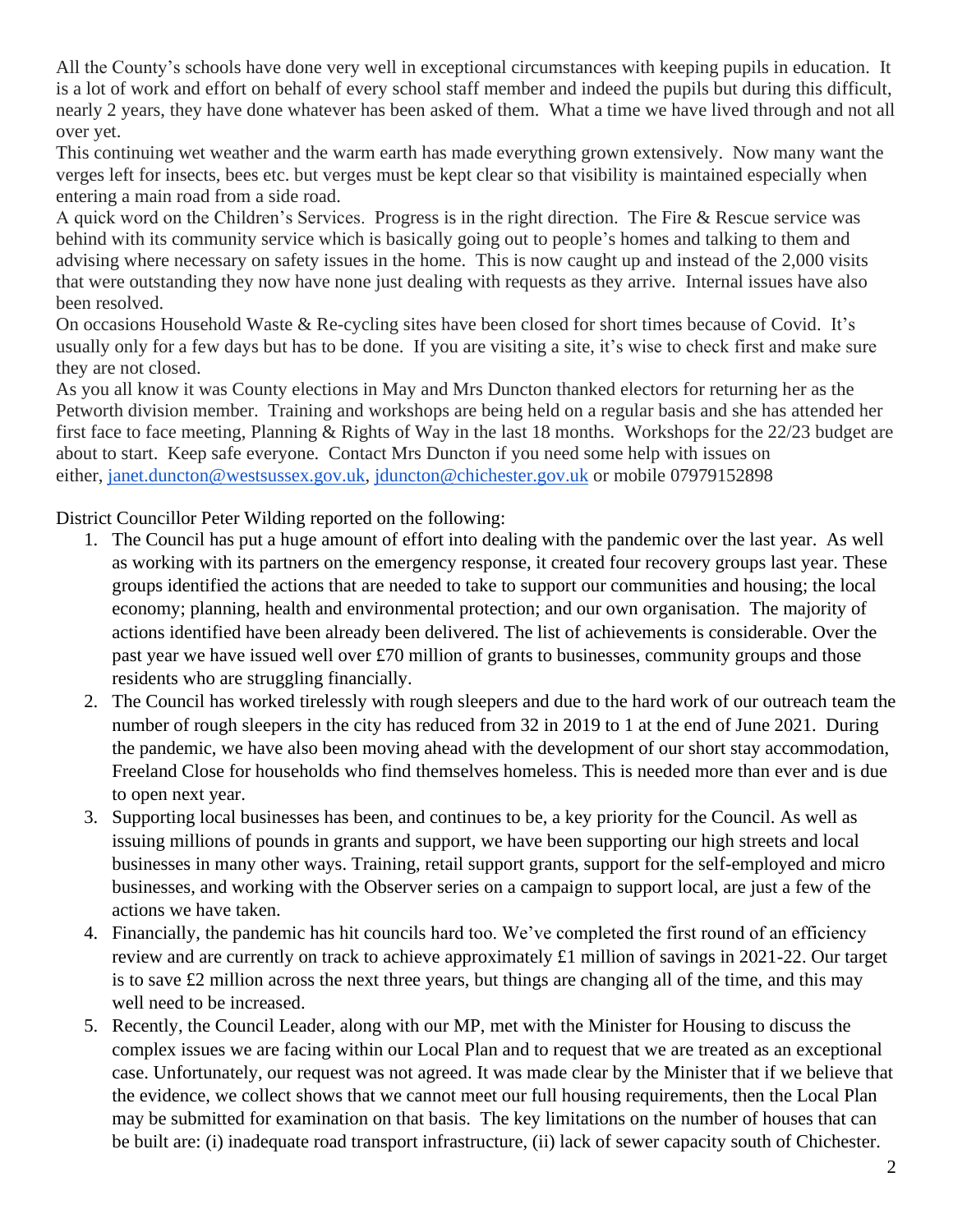All the County's schools have done very well in exceptional circumstances with keeping pupils in education. It is a lot of work and effort on behalf of every school staff member and indeed the pupils but during this difficult, nearly 2 years, they have done whatever has been asked of them. What a time we have lived through and not all over yet.

This continuing wet weather and the warm earth has made everything grown extensively. Now many want the verges left for insects, bees etc. but verges must be kept clear so that visibility is maintained especially when entering a main road from a side road.

A quick word on the Children's Services. Progress is in the right direction. The Fire & Rescue service was behind with its community service which is basically going out to people's homes and talking to them and advising where necessary on safety issues in the home. This is now caught up and instead of the 2,000 visits that were outstanding they now have none just dealing with requests as they arrive. Internal issues have also been resolved.

On occasions Household Waste & Re-cycling sites have been closed for short times because of Covid. It's usually only for a few days but has to be done. If you are visiting a site, it's wise to check first and make sure they are not closed.

As you all know it was County elections in May and Mrs Duncton thanked electors for returning her as the Petworth division member. Training and workshops are being held on a regular basis and she has attended her first face to face meeting, Planning & Rights of Way in the last 18 months. Workshops for the 22/23 budget are about to start. Keep safe everyone. Contact Mrs Duncton if you need some help with issues on either, janet.duncton@westsussex.gov.uk, jduncton@chichester.gov.uk or mobile 07979152898

District Councillor Peter Wilding reported on the following:

1. The Council has put a huge amount of effort into dealing with the pandemic over the last year. As well as working with its partners on the emergency response, it created four recovery groups last year. These groups identified the actions that are needed to take to support our communities and housing; the local economy; planning, health and environmental protection; and our own organisation. The majority of actions identified have been already been delivered. The list of achievements is considerable. Over the past year we have issued well over £70 million of grants to businesses, community groups and those residents who are struggling financially.
2. The Council has worked tirelessly with rough sleepers and due to the hard work of our outreach team the number of rough sleepers in the city has reduced from 32 in 2019 to 1 at the end of June 2021. During the pandemic, we have also been moving ahead with the development of our short stay accommodation, Freeland Close for households who find themselves homeless. This is needed more than ever and is due to open next year.
3. Supporting local businesses has been, and continues to be, a key priority for the Council. As well as issuing millions of pounds in grants and support, we have been supporting our high streets and local businesses in many other ways. Training, retail support grants, support for the self-employed and micro businesses, and working with the Observer series on a campaign to support local, are just a few of the actions we have taken.
4. Financially, the pandemic has hit councils hard too. We've completed the first round of an efficiency review and are currently on track to achieve approximately £1 million of savings in 2021-22. Our target is to save £2 million across the next three years, but things are changing all of the time, and this may well need to be increased.
5. Recently, the Council Leader, along with our MP, met with the Minister for Housing to discuss the complex issues we are facing within our Local Plan and to request that we are treated as an exceptional case. Unfortunately, our request was not agreed. It was made clear by the Minister that if we believe that the evidence, we collect shows that we cannot meet our full housing requirements, then the Local Plan may be submitted for examination on that basis. The key limitations on the number of houses that can be built are: (i) inadequate road transport infrastructure, (ii) lack of sewer capacity south of Chichester.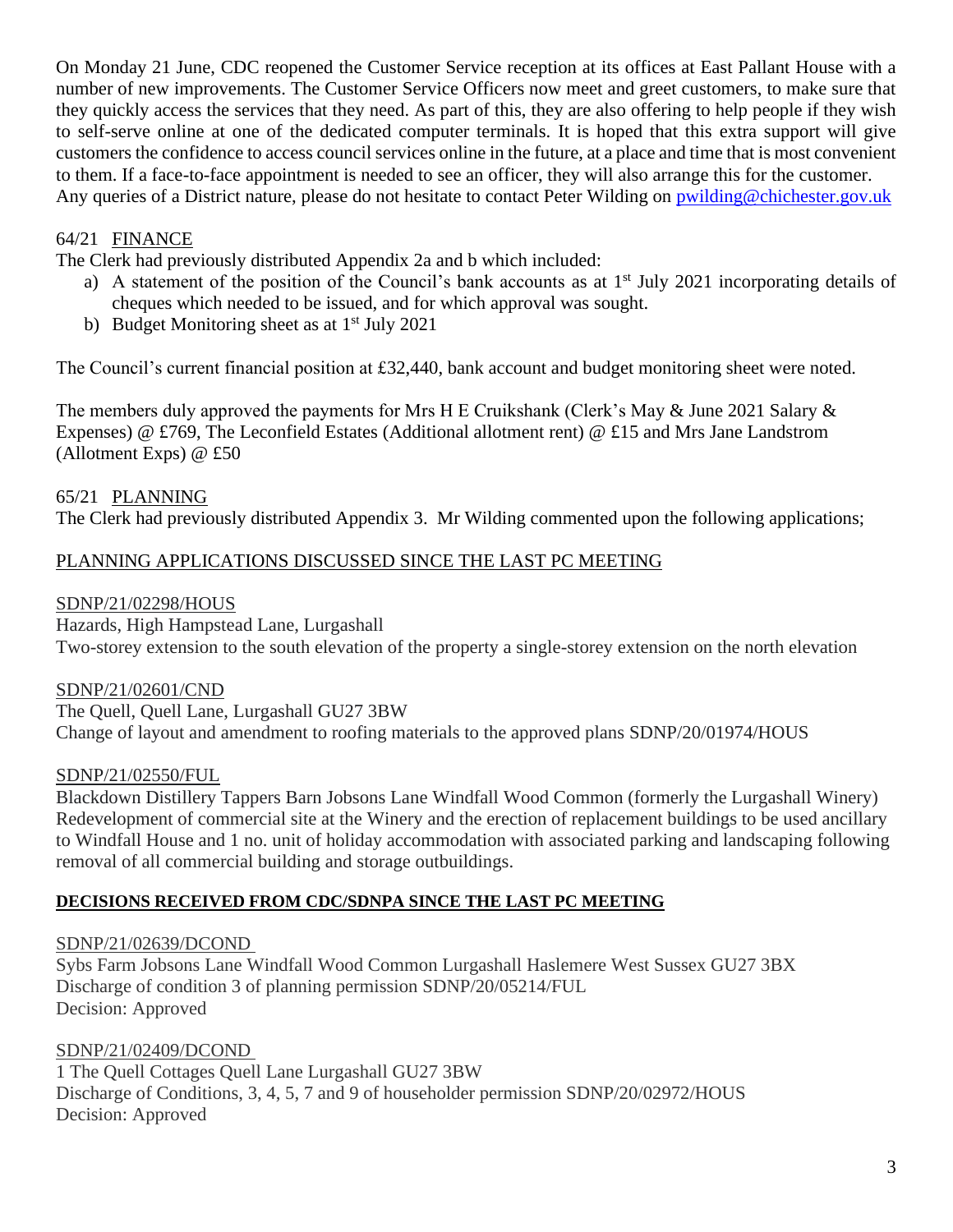On Monday 21 June, CDC reopened the Customer Service reception at its offices at East Pallant House with a number of new improvements. The Customer Service Officers now meet and greet customers, to make sure that they quickly access the services that they need. As part of this, they are also offering to help people if they wish to self-serve online at one of the dedicated computer terminals. It is hoped that this extra support will give customers the confidence to access council services online in the future, at a place and time that is most convenient to them. If a face-to-face appointment is needed to see an officer, they will also arrange this for the customer.
Any queries of a District nature, please do not hesitate to contact Peter Wilding on pwilding@chichester.gov.uk

64/21 FINANCE

The Clerk had previously distributed Appendix 2a and b which included:

a) A statement of the position of the Council's bank accounts as at 1st July 2021 incorporating details of cheques which needed to be issued, and for which approval was sought.
b) Budget Monitoring sheet as at 1st July 2021

The Council's current financial position at £32,440, bank account and budget monitoring sheet were noted.

The members duly approved the payments for Mrs H E Cruikshank (Clerk's May & June 2021 Salary & Expenses) @ £769, The Leconfield Estates (Additional allotment rent) @ £15 and Mrs Jane Landstrom (Allotment Exps) @ £50

65/21 PLANNING

The Clerk had previously distributed Appendix 3. Mr Wilding commented upon the following applications;

PLANNING APPLICATIONS DISCUSSED SINCE THE LAST PC MEETING

SDNP/21/02298/HOUS
Hazards, High Hampstead Lane, Lurgashall
Two-storey extension to the south elevation of the property a single-storey extension on the north elevation

SDNP/21/02601/CND
The Quell, Quell Lane, Lurgashall GU27 3BW
Change of layout and amendment to roofing materials to the approved plans SDNP/20/01974/HOUS

SDNP/21/02550/FUL
Blackdown Distillery Tappers Barn Jobsons Lane Windfall Wood Common (formerly the Lurgashall Winery) Redevelopment of commercial site at the Winery and the erection of replacement buildings to be used ancillary to Windfall House and 1 no. unit of holiday accommodation with associated parking and landscaping following removal of all commercial building and storage outbuildings.

**DECISIONS RECEIVED FROM CDC/SDNPA SINCE THE LAST PC MEETING**

SDNP/21/02639/DCOND
Sybs Farm Jobsons Lane Windfall Wood Common Lurgashall Haslemere West Sussex GU27 3BX
Discharge of condition 3 of planning permission SDNP/20/05214/FUL
Decision: Approved

SDNP/21/02409/DCOND
1 The Quell Cottages Quell Lane Lurgashall GU27 3BW
Discharge of Conditions, 3, 4, 5, 7 and 9 of householder permission SDNP/20/02972/HOUS
Decision: Approved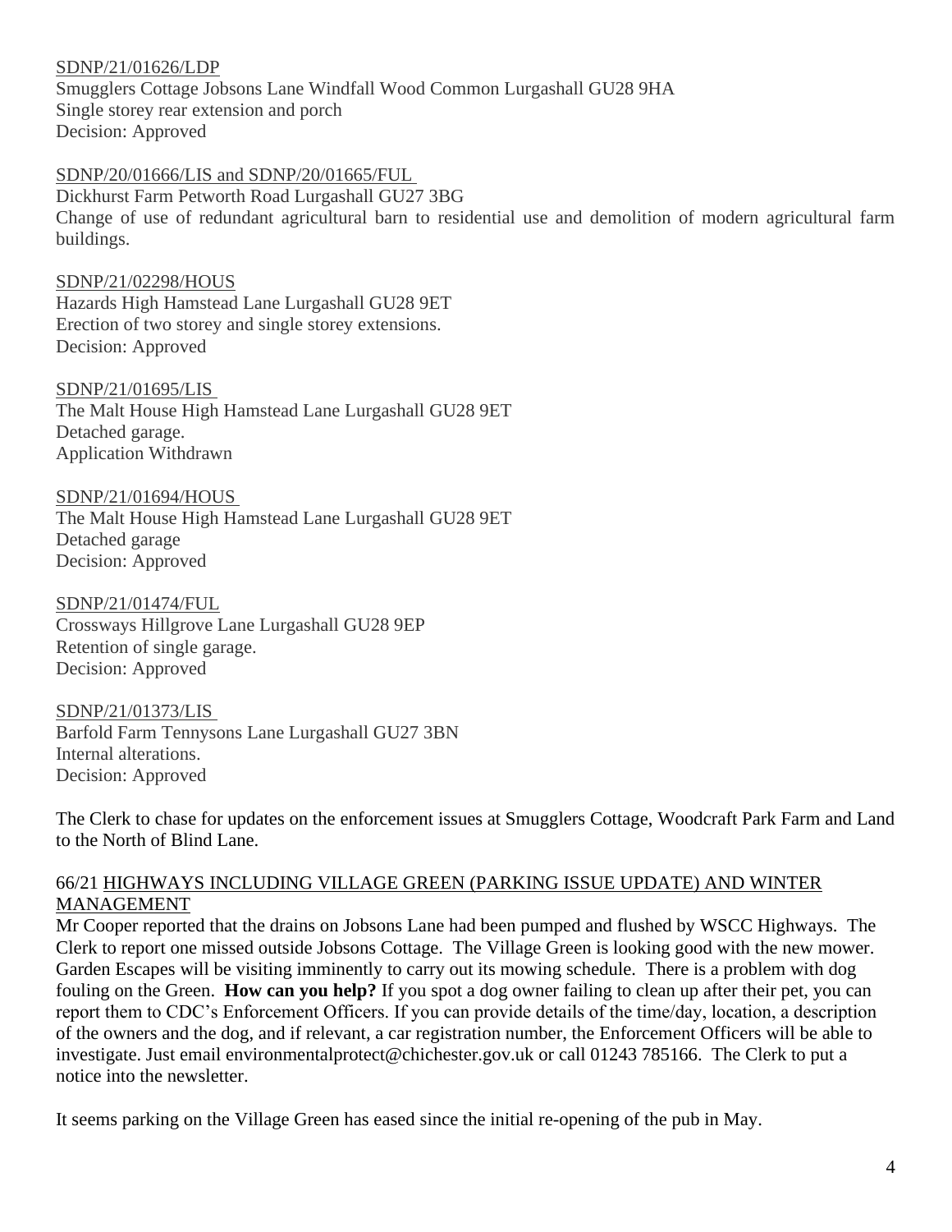SDNP/21/01626/LDP
Smugglers Cottage Jobsons Lane Windfall Wood Common Lurgashall GU28 9HA
Single storey rear extension and porch
Decision: Approved

SDNP/20/01666/LIS and SDNP/20/01665/FUL
Dickhurst Farm Petworth Road Lurgashall GU27 3BG
Change of use of redundant agricultural barn to residential use and demolition of modern agricultural farm buildings.

SDNP/21/02298/HOUS
Hazards High Hamstead Lane Lurgashall GU28 9ET
Erection of two storey and single storey extensions.
Decision: Approved

SDNP/21/01695/LIS
The Malt House High Hamstead Lane Lurgashall GU28 9ET
Detached garage.
Application Withdrawn

SDNP/21/01694/HOUS
The Malt House High Hamstead Lane Lurgashall GU28 9ET
Detached garage
Decision: Approved

SDNP/21/01474/FUL
Crossways Hillgrove Lane Lurgashall GU28 9EP
Retention of single garage.
Decision: Approved

SDNP/21/01373/LIS
Barfold Farm Tennysons Lane Lurgashall GU27 3BN
Internal alterations.
Decision: Approved

The Clerk to chase for updates on the enforcement issues at Smugglers Cottage, Woodcraft Park Farm and Land to the North of Blind Lane.

## 66/21 HIGHWAYS INCLUDING VILLAGE GREEN (PARKING ISSUE UPDATE) AND WINTER MANAGEMENT

Mr Cooper reported that the drains on Jobsons Lane had been pumped and flushed by WSCC Highways. The Clerk to report one missed outside Jobsons Cottage. The Village Green is looking good with the new mower. Garden Escapes will be visiting imminently to carry out its mowing schedule. There is a problem with dog fouling on the Green. **How can you help?** If you spot a dog owner failing to clean up after their pet, you can report them to CDC's Enforcement Officers. If you can provide details of the time/day, location, a description of the owners and the dog, and if relevant, a car registration number, the Enforcement Officers will be able to investigate. Just email environmentalprotect@chichester.gov.uk or call 01243 785166. The Clerk to put a notice into the newsletter.

It seems parking on the Village Green has eased since the initial re-opening of the pub in May.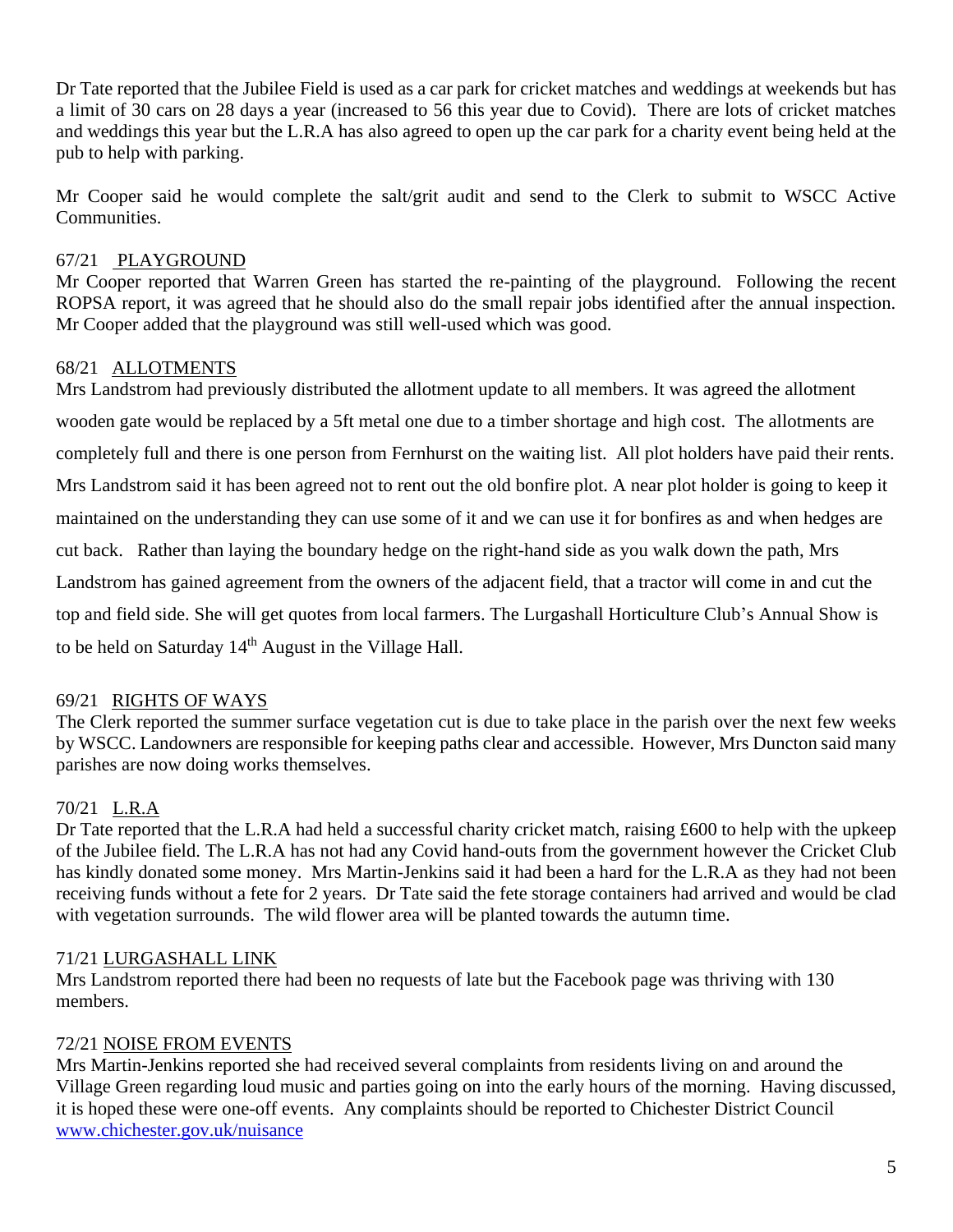Dr Tate reported that the Jubilee Field is used as a car park for cricket matches and weddings at weekends but has a limit of 30 cars on 28 days a year (increased to 56 this year due to Covid). There are lots of cricket matches and weddings this year but the L.R.A has also agreed to open up the car park for a charity event being held at the pub to help with parking.

Mr Cooper said he would complete the salt/grit audit and send to the Clerk to submit to WSCC Active Communities.

67/21 PLAYGROUND

Mr Cooper reported that Warren Green has started the re-painting of the playground. Following the recent ROPSA report, it was agreed that he should also do the small repair jobs identified after the annual inspection. Mr Cooper added that the playground was still well-used which was good.

68/21 ALLOTMENTS

Mrs Landstrom had previously distributed the allotment update to all members. It was agreed the allotment wooden gate would be replaced by a 5ft metal one due to a timber shortage and high cost. The allotments are completely full and there is one person from Fernhurst on the waiting list. All plot holders have paid their rents. Mrs Landstrom said it has been agreed not to rent out the old bonfire plot. A near plot holder is going to keep it maintained on the understanding they can use some of it and we can use it for bonfires as and when hedges are cut back. Rather than laying the boundary hedge on the right-hand side as you walk down the path, Mrs Landstrom has gained agreement from the owners of the adjacent field, that a tractor will come in and cut the top and field side. She will get quotes from local farmers. The Lurgashall Horticulture Club's Annual Show is to be held on Saturday 14th August in the Village Hall.

69/21 RIGHTS OF WAYS

The Clerk reported the summer surface vegetation cut is due to take place in the parish over the next few weeks by WSCC. Landowners are responsible for keeping paths clear and accessible. However, Mrs Duncton said many parishes are now doing works themselves.

70/21 L.R.A

Dr Tate reported that the L.R.A had held a successful charity cricket match, raising £600 to help with the upkeep of the Jubilee field. The L.R.A has not had any Covid hand-outs from the government however the Cricket Club has kindly donated some money. Mrs Martin-Jenkins said it had been a hard for the L.R.A as they had not been receiving funds without a fete for 2 years. Dr Tate said the fete storage containers had arrived and would be clad with vegetation surrounds. The wild flower area will be planted towards the autumn time.

71/21 LURGASHALL LINK

Mrs Landstrom reported there had been no requests of late but the Facebook page was thriving with 130 members.

72/21 NOISE FROM EVENTS

Mrs Martin-Jenkins reported she had received several complaints from residents living on and around the Village Green regarding loud music and parties going on into the early hours of the morning. Having discussed, it is hoped these were one-off events. Any complaints should be reported to Chichester District Council www.chichester.gov.uk/nuisance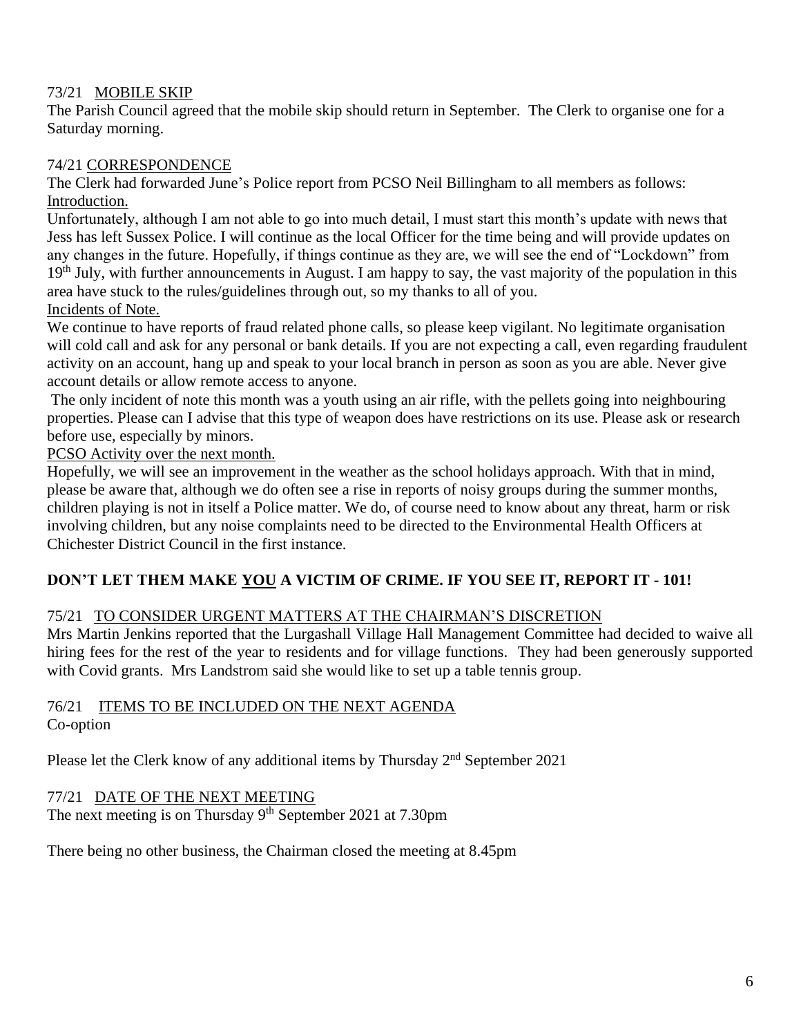73/21 MOBILE SKIP

The Parish Council agreed that the mobile skip should return in September. The Clerk to organise one for a Saturday morning.

74/21 CORRESPONDENCE

The Clerk had forwarded June's Police report from PCSO Neil Billingham to all members as follows:

Introduction.

Unfortunately, although I am not able to go into much detail, I must start this month's update with news that Jess has left Sussex Police. I will continue as the local Officer for the time being and will provide updates on any changes in the future. Hopefully, if things continue as they are, we will see the end of "Lockdown" from 19th July, with further announcements in August. I am happy to say, the vast majority of the population in this area have stuck to the rules/guidelines through out, so my thanks to all of you.

Incidents of Note.

We continue to have reports of fraud related phone calls, so please keep vigilant. No legitimate organisation will cold call and ask for any personal or bank details. If you are not expecting a call, even regarding fraudulent activity on an account, hang up and speak to your local branch in person as soon as you are able. Never give account details or allow remote access to anyone.

The only incident of note this month was a youth using an air rifle, with the pellets going into neighbouring properties. Please can I advise that this type of weapon does have restrictions on its use. Please ask or research before use, especially by minors.

PCSO Activity over the next month.

Hopefully, we will see an improvement in the weather as the school holidays approach. With that in mind, please be aware that, although we do often see a rise in reports of noisy groups during the summer months, children playing is not in itself a Police matter. We do, of course need to know about any threat, harm or risk involving children, but any noise complaints need to be directed to the Environmental Health Officers at Chichester District Council in the first instance.

**DON'T LET THEM MAKE YOU A VICTIM OF CRIME. IF YOU SEE IT, REPORT IT - 101!**

75/21 TO CONSIDER URGENT MATTERS AT THE CHAIRMAN'S DISCRETION

Mrs Martin Jenkins reported that the Lurgashall Village Hall Management Committee had decided to waive all hiring fees for the rest of the year to residents and for village functions. They had been generously supported with Covid grants. Mrs Landstrom said she would like to set up a table tennis group.

76/21 ITEMS TO BE INCLUDED ON THE NEXT AGENDA

Co-option

Please let the Clerk know of any additional items by Thursday 2nd September 2021

77/21 DATE OF THE NEXT MEETING

The next meeting is on Thursday 9th September 2021 at 7.30pm

There being no other business, the Chairman closed the meeting at 8.45pm